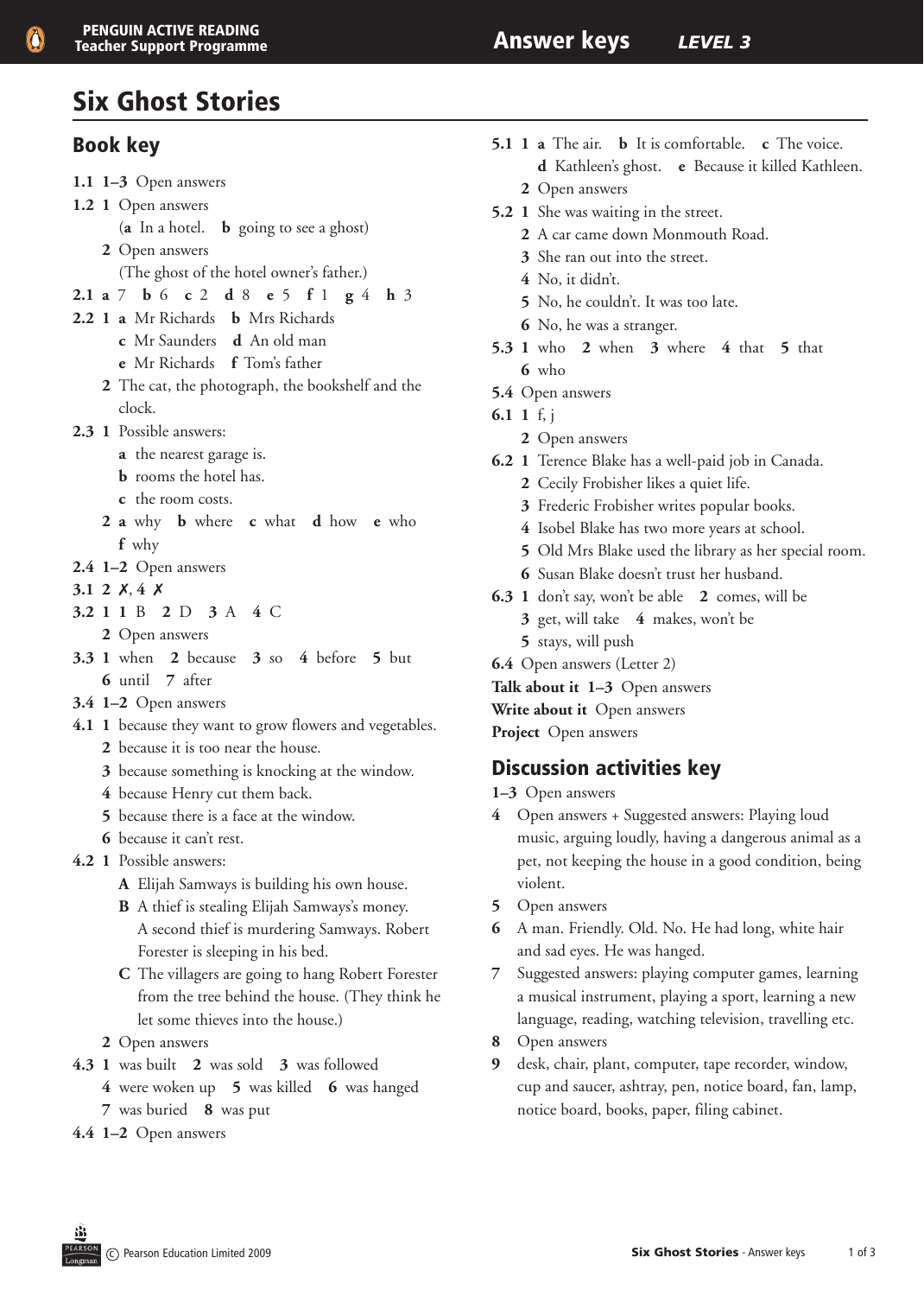# Six Ghost Stories

## Book key

**1.1** **1–3** Open answers

**1.2** **1** Open answers
(**a** In a hotel. **b** going to see a ghost)
**2** Open answers
(The ghost of the hotel owner's father.)

**2.1** **a** 7 **b** 6 **c** 2 **d** 8 **e** 5 **f** 1 **g** 4 **h** 3

**2.2** **1** **a** Mr Richards **b** Mrs Richards
**c** Mr Saunders **d** An old man
**e** Mr Richards **f** Tom's father
**2** The cat, the photograph, the bookshelf and the clock.

**2.3** **1** Possible answers:
**a** the nearest garage is.
**b** rooms the hotel has.
**c** the room costs.
**2** **a** why **b** where **c** what **d** how **e** who **f** why

**2.4** **1–2** Open answers

**3.1** **2** ✗, **4** ✗

**3.2** **1** **1** B **2** D **3** A **4** C
**2** Open answers

**3.3** **1** when **2** because **3** so **4** before **5** but **6** until **7** after

**3.4** **1–2** Open answers

**4.1** **1** because they want to grow flowers and vegetables.
**2** because it is too near the house.
**3** because something is knocking at the window.
**4** because Henry cut them back.
**5** because there is a face at the window.
**6** because it can't rest.

**4.2** **1** Possible answers:
**A** Elijah Samways is building his own house.
**B** A thief is stealing Elijah Samways's money. A second thief is murdering Samways. Robert Forester is sleeping in his bed.
**C** The villagers are going to hang Robert Forester from the tree behind the house. (They think he let some thieves into the house.)
**2** Open answers

**4.3** **1** was built **2** was sold **3** was followed **4** were woken up **5** was killed **6** was hanged **7** was buried **8** was put

**4.4** **1–2** Open answers

**5.1** **1** **a** The air. **b** It is comfortable. **c** The voice. **d** Kathleen's ghost. **e** Because it killed Kathleen.
**2** Open answers

**5.2** **1** She was waiting in the street.
**2** A car came down Monmouth Road.
**3** She ran out into the street.
**4** No, it didn't.
**5** No, he couldn't. It was too late.
**6** No, he was a stranger.

**5.3** **1** who **2** when **3** where **4** that **5** that **6** who

**5.4** Open answers

**6.1** **1** f, j
**2** Open answers

**6.2** **1** Terence Blake has a well-paid job in Canada.
**2** Cecily Frobisher likes a quiet life.
**3** Frederic Frobisher writes popular books.
**4** Isobel Blake has two more years at school.
**5** Old Mrs Blake used the library as her special room.
**6** Susan Blake doesn't trust her husband.

**6.3** **1** don't say, won't be able **2** comes, will be **3** get, will take **4** makes, won't be **5** stays, will push

**6.4** Open answers (Letter 2)

**Talk about it** **1–3** Open answers

**Write about it** Open answers

**Project** Open answers

## Discussion activities key

**1–3** Open answers

**4** Open answers + Suggested answers: Playing loud music, arguing loudly, having a dangerous animal as a pet, not keeping the house in a good condition, being violent.

**5** Open answers

**6** A man. Friendly. Old. No. He had long, white hair and sad eyes. He was hanged.

**7** Suggested answers: playing computer games, learning a musical instrument, playing a sport, learning a new language, reading, watching television, travelling etc.

**8** Open answers

**9** desk, chair, plant, computer, tape recorder, window, cup and saucer, ashtray, pen, notice board, fan, lamp, notice board, books, paper, filing cabinet.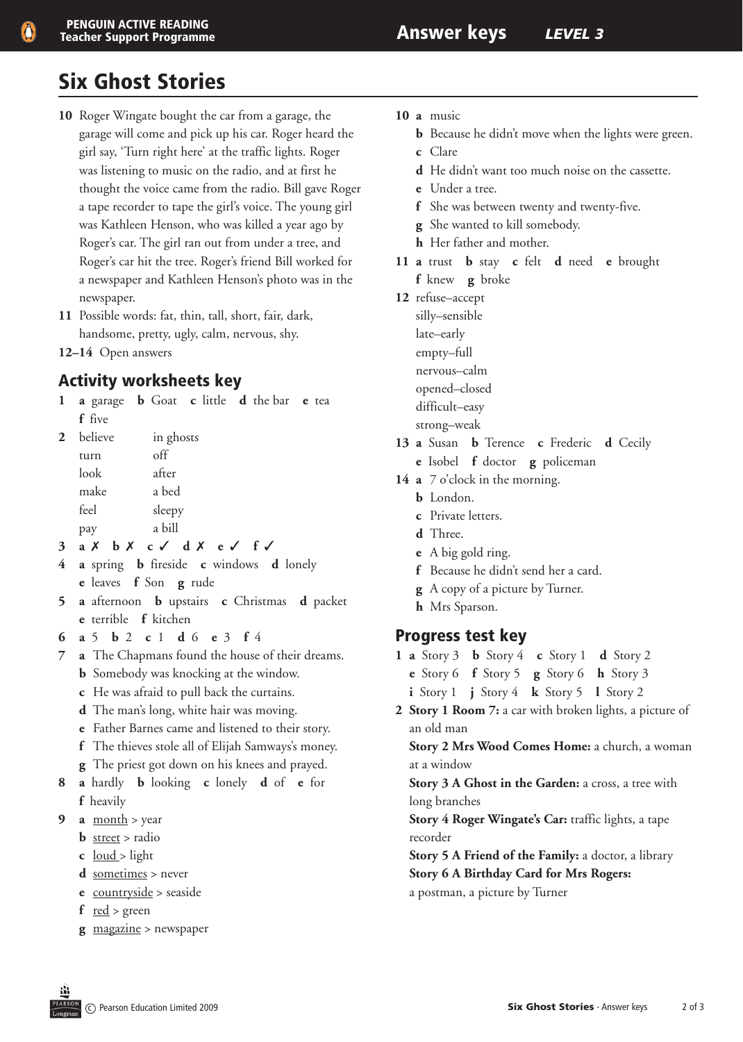# Six Ghost Stories

10 Roger Wingate bought the car from a garage, the garage will come and pick up his car. Roger heard the girl say, 'Turn right here' at the traffic lights. Roger was listening to music on the radio, and at first he thought the voice came from the radio. Bill gave Roger a tape recorder to tape the girl's voice. The young girl was Kathleen Henson, who was killed a year ago by Roger's car. The girl ran out from under a tree, and Roger's car hit the tree. Roger's friend Bill worked for a newspaper and Kathleen Henson's photo was in the newspaper.

11 Possible words: fat, thin, tall, short, fair, dark, handsome, pretty, ugly, calm, nervous, shy.

12–14 Open answers

## Activity worksheets key

1 **a** garage **b** Goat **c** little **d** the bar **e** tea **f** five

2

| | |
|---|---|
| believe | in ghosts |
| turn | off |
| look | after |
| make | a bed |
| feel | sleepy |
| pay | a bill |

3 **a** ✗ **b** ✗ **c** ✓ **d** ✗ **e** ✓ **f** ✓

4 **a** spring **b** fireside **c** windows **d** lonely **e** leaves **f** Son **g** rude

5 **a** afternoon **b** upstairs **c** Christmas **d** packet **e** terrible **f** kitchen

6 **a** 5 **b** 2 **c** 1 **d** 6 **e** 3 **f** 4

7
- **a** The Chapmans found the house of their dreams.
- **b** Somebody was knocking at the window.
- **c** He was afraid to pull back the curtains.
- **d** The man's long, white hair was moving.
- **e** Father Barnes came and listened to their story.
- **f** The thieves stole all of Elijah Samways's money.
- **g** The priest got down on his knees and prayed.

8 **a** hardly **b** looking **c** lonely **d** of **e** for **f** heavily

9
- **a** month > year
- **b** street > radio
- **c** loud > light
- **d** sometimes > never
- **e** countryside > seaside
- **f** red > green
- **g** magazine > newspaper

10
- **a** music
- **b** Because he didn't move when the lights were green.
- **c** Clare
- **d** He didn't want too much noise on the cassette.
- **e** Under a tree.
- **f** She was between twenty and twenty-five.
- **g** She wanted to kill somebody.
- **h** Her father and mother.

11 **a** trust **b** stay **c** felt **d** need **e** brought **f** knew **g** broke

12
refuse–accept
silly–sensible
late–early
empty–full
nervous–calm
opened–closed
difficult–easy
strong–weak

13 **a** Susan **b** Terence **c** Frederic **d** Cecily **e** Isobel **f** doctor **g** policeman

14
- **a** 7 o'clock in the morning.
- **b** London.
- **c** Private letters.
- **d** Three.
- **e** A big gold ring.
- **f** Because he didn't send her a card.
- **g** A copy of a picture by Turner.
- **h** Mrs Sparson.

## Progress test key

1 **a** Story 3 **b** Story 4 **c** Story 1 **d** Story 2 **e** Story 6 **f** Story 5 **g** Story 6 **h** Story 3 **i** Story 1 **j** Story 4 **k** Story 5 **l** Story 2

2 **Story 1 Room 7:** a car with broken lights, a picture of an old man

**Story 2 Mrs Wood Comes Home:** a church, a woman at a window

**Story 3 A Ghost in the Garden:** a cross, a tree with long branches

**Story 4 Roger Wingate's Car:** traffic lights, a tape recorder

**Story 5 A Friend of the Family:** a doctor, a library

**Story 6 A Birthday Card for Mrs Rogers:** a postman, a picture by Turner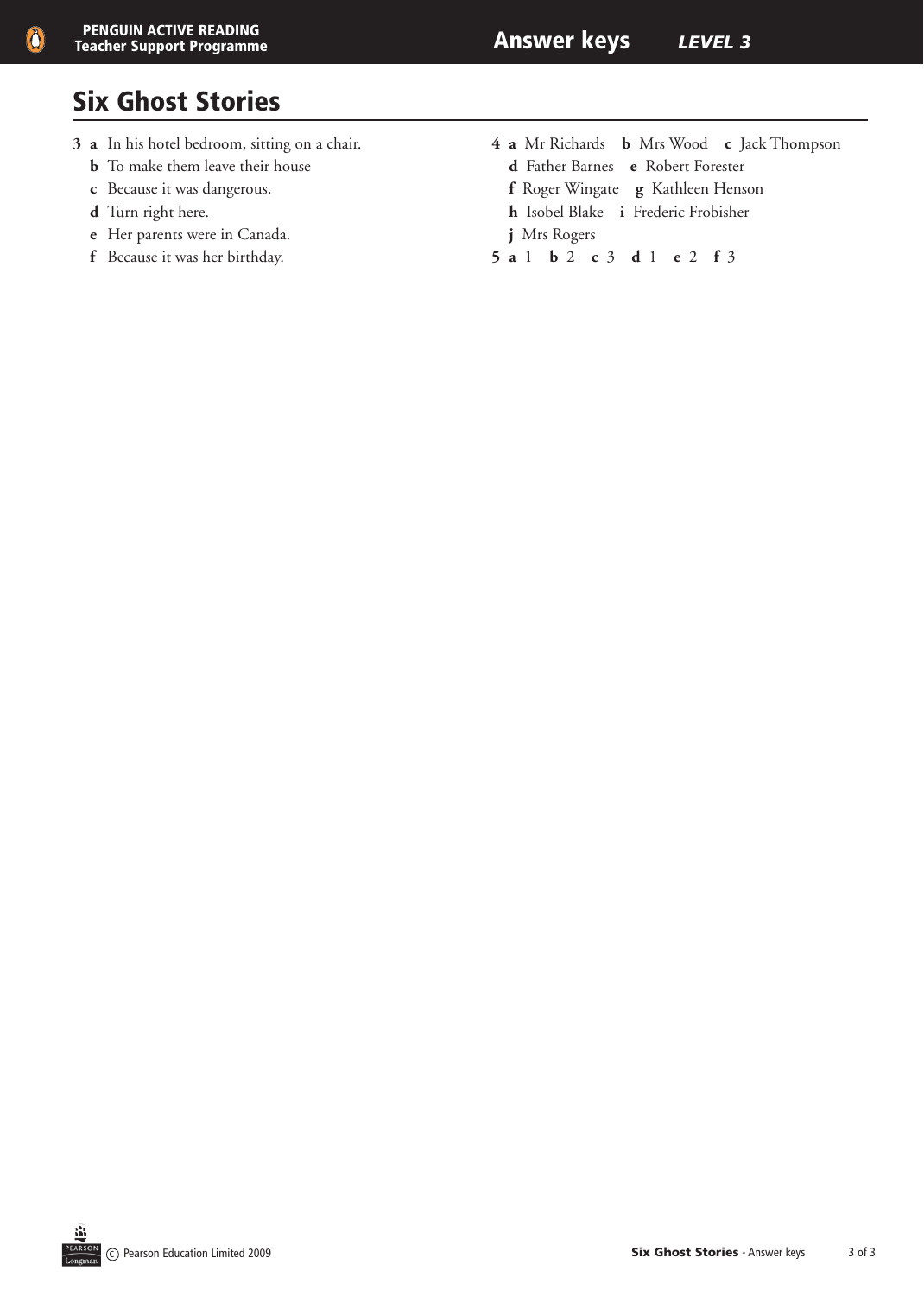# Six Ghost Stories

**3 a** In his hotel bedroom, sitting on a chair.
**b** To make them leave their house
**c** Because it was dangerous.
**d** Turn right here.
**e** Her parents were in Canada.
**f** Because it was her birthday.

**4 a** Mr Richards **b** Mrs Wood **c** Jack Thompson
**d** Father Barnes **e** Robert Forester
**f** Roger Wingate **g** Kathleen Henson
**h** Isobel Blake **i** Frederic Frobisher
**j** Mrs Rogers

**5 a** 1 **b** 2 **c** 3 **d** 1 **e** 2 **f** 3